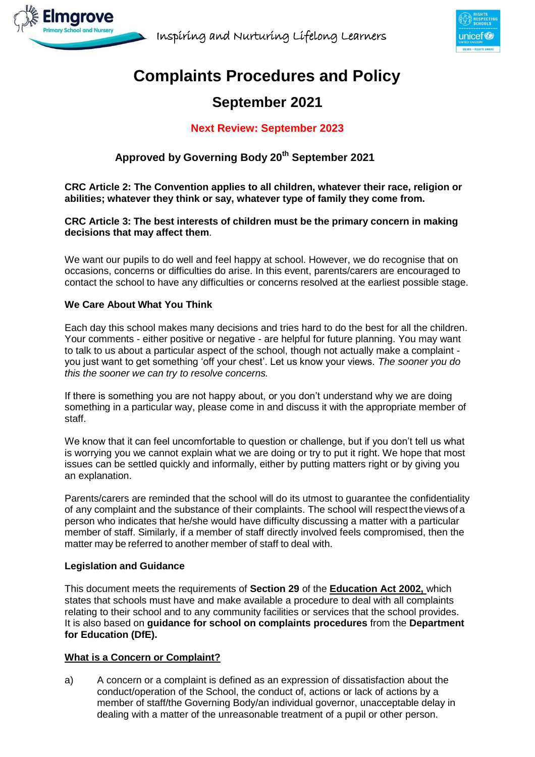Inspiring and Nurturing Lifelong Learners

# Complaints Procedures and Policy

## September 2021

**Next Review: September 2023**

**Approved by Governing Body 20th September 2021**

**CRC Article 2: The Convention applies to all children, whatever their race, religion or abilities; whatever they think or say, whatever type of family they come from.**

**CRC Article 3: The best interests of children must be the primary concern in making decisions that may affect them**.

We want our pupils to do well and feel happy at school. However, we do recognise that on occasions, concerns or difficulties do arise. In this event, parents/carers are encouraged to contact the school to have any difficulties or concerns resolved at the earliest possible stage.

### We Care About What You Think

Each day this school makes many decisions and tries hard to do the best for all the children. Your comments - either positive or negative - are helpful for future planning. You may want to talk to us about a particular aspect of the school, though not actually make a complaint - you just want to get something 'off your chest'. Let us know your views. *The sooner you do this the sooner we can try to resolve concerns.*

If there is something you are not happy about, or you don't understand why we are doing something in a particular way, please come in and discuss it with the appropriate member of staff.

We know that it can feel uncomfortable to question or challenge, but if you don't tell us what is worrying you we cannot explain what we are doing or try to put it right. We hope that most issues can be settled quickly and informally, either by putting matters right or by giving you an explanation.

Parents/carers are reminded that the school will do its utmost to guarantee the confidentiality of any complaint and the substance of their complaints. The school will respect the views of a person who indicates that he/she would have difficulty discussing a matter with a particular member of staff. Similarly, if a member of staff directly involved feels compromised, then the matter may be referred to another member of staff to deal with.

### Legislation and Guidance

This document meets the requirements of **Section 29** of the **Education Act 2002,** which states that schools must have and make available a procedure to deal with all complaints relating to their school and to any community facilities or services that the school provides. It is also based on **guidance for school on complaints procedures** from the **Department for Education (DfE).**

### What is a Concern or Complaint?

a) A concern or a complaint is defined as an expression of dissatisfaction about the conduct/operation of the School, the conduct of, actions or lack of actions by a member of staff/the Governing Body/an individual governor, unacceptable delay in dealing with a matter of the unreasonable treatment of a pupil or other person.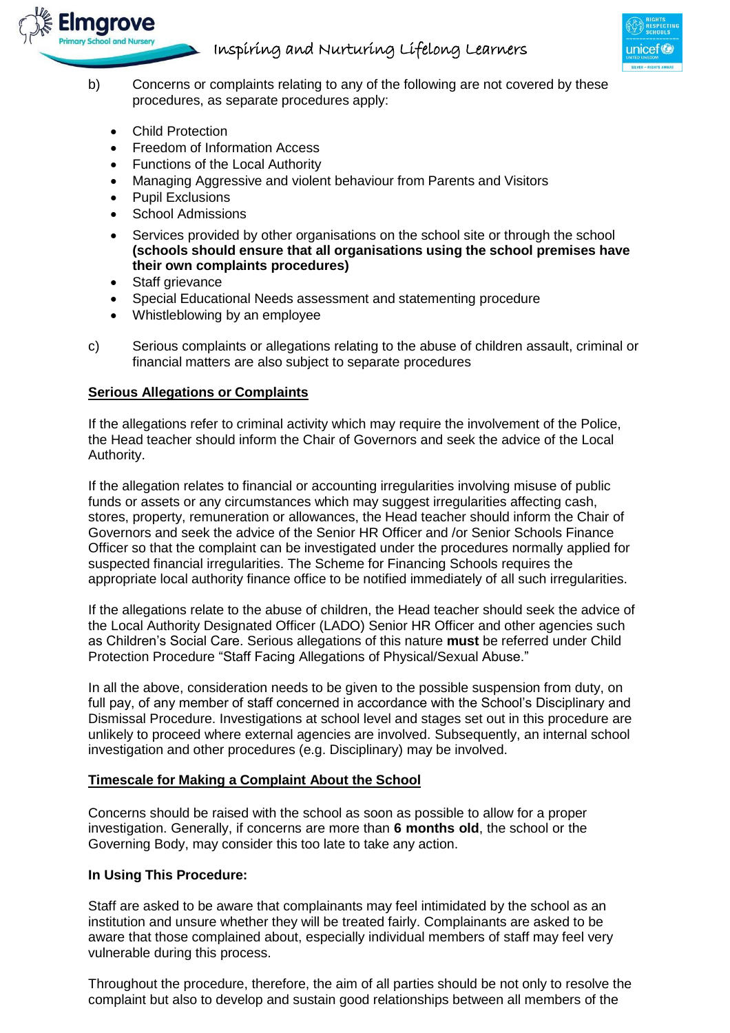b) Concerns or complaints relating to any of the following are not covered by these procedures, as separate procedures apply:

- Child Protection
- Freedom of Information Access
- Functions of the Local Authority
- Managing Aggressive and violent behaviour from Parents and Visitors
- Pupil Exclusions
- School Admissions
- Services provided by other organisations on the school site or through the school **(schools should ensure that all organisations using the school premises have their own complaints procedures)**
- Staff grievance
- Special Educational Needs assessment and statementing procedure
- Whistleblowing by an employee

c) Serious complaints or allegations relating to the abuse of children assault, criminal or financial matters are also subject to separate procedures

## Serious Allegations or Complaints

If the allegations refer to criminal activity which may require the involvement of the Police, the Head teacher should inform the Chair of Governors and seek the advice of the Local Authority.

If the allegation relates to financial or accounting irregularities involving misuse of public funds or assets or any circumstances which may suggest irregularities affecting cash, stores, property, remuneration or allowances, the Head teacher should inform the Chair of Governors and seek the advice of the Senior HR Officer and /or Senior Schools Finance Officer so that the complaint can be investigated under the procedures normally applied for suspected financial irregularities. The Scheme for Financing Schools requires the appropriate local authority finance office to be notified immediately of all such irregularities.

If the allegations relate to the abuse of children, the Head teacher should seek the advice of the Local Authority Designated Officer (LADO) Senior HR Officer and other agencies such as Children's Social Care. Serious allegations of this nature **must** be referred under Child Protection Procedure "Staff Facing Allegations of Physical/Sexual Abuse."

In all the above, consideration needs to be given to the possible suspension from duty, on full pay, of any member of staff concerned in accordance with the School's Disciplinary and Dismissal Procedure. Investigations at school level and stages set out in this procedure are unlikely to proceed where external agencies are involved. Subsequently, an internal school investigation and other procedures (e.g. Disciplinary) may be involved.

## Timescale for Making a Complaint About the School

Concerns should be raised with the school as soon as possible to allow for a proper investigation. Generally, if concerns are more than **6 months old**, the school or the Governing Body, may consider this too late to take any action.

**In Using This Procedure:**

Staff are asked to be aware that complainants may feel intimidated by the school as an institution and unsure whether they will be treated fairly. Complainants are asked to be aware that those complained about, especially individual members of staff may feel very vulnerable during this process.

Throughout the procedure, therefore, the aim of all parties should be not only to resolve the complaint but also to develop and sustain good relationships between all members of the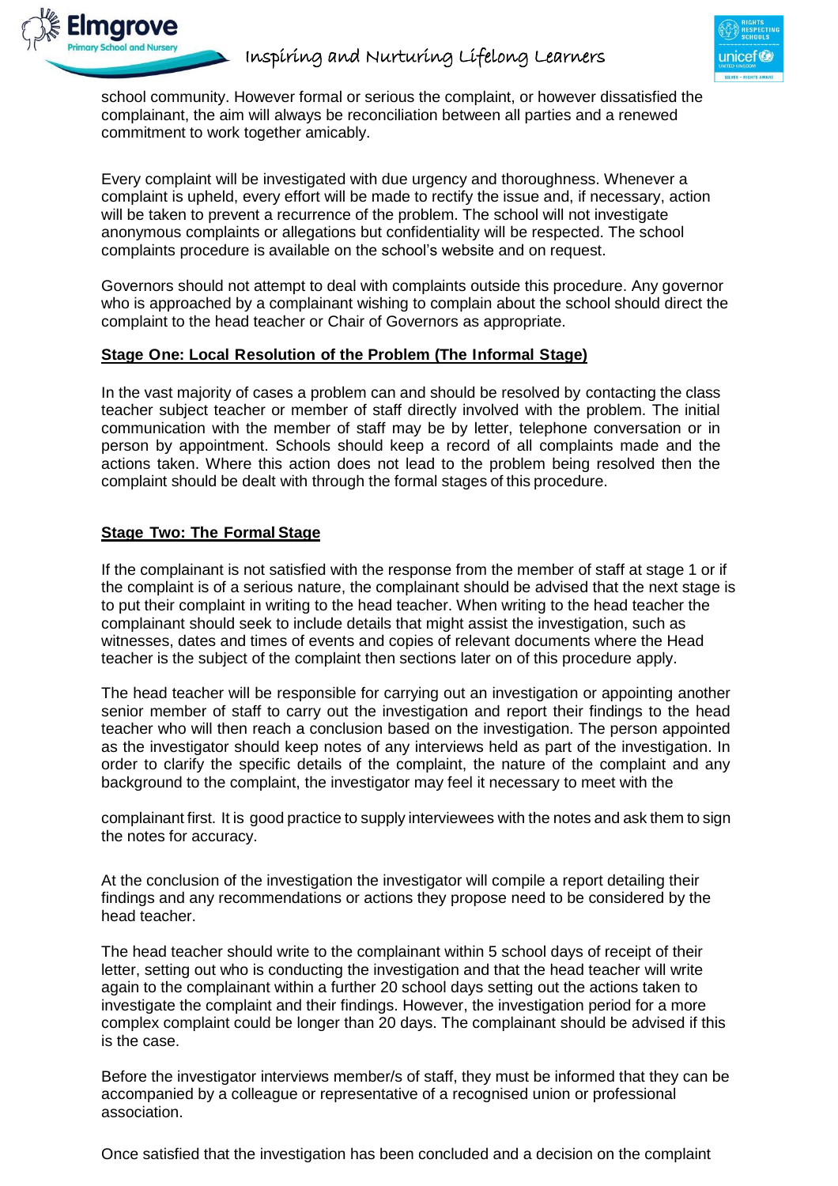school community. However formal or serious the complaint, or however dissatisfied the complainant, the aim will always be reconciliation between all parties and a renewed commitment to work together amicably.

Every complaint will be investigated with due urgency and thoroughness. Whenever a complaint is upheld, every effort will be made to rectify the issue and, if necessary, action will be taken to prevent a recurrence of the problem. The school will not investigate anonymous complaints or allegations but confidentiality will be respected. The school complaints procedure is available on the school's website and on request.

Governors should not attempt to deal with complaints outside this procedure. Any governor who is approached by a complainant wishing to complain about the school should direct the complaint to the head teacher or Chair of Governors as appropriate.

**Stage One: Local Resolution of the Problem (The Informal Stage)**

In the vast majority of cases a problem can and should be resolved by contacting the class teacher subject teacher or member of staff directly involved with the problem. The initial communication with the member of staff may be by letter, telephone conversation or in person by appointment. Schools should keep a record of all complaints made and the actions taken. Where this action does not lead to the problem being resolved then the complaint should be dealt with through the formal stages of this procedure.

**Stage Two: The Formal Stage**

If the complainant is not satisfied with the response from the member of staff at stage 1 or if the complaint is of a serious nature, the complainant should be advised that the next stage is to put their complaint in writing to the head teacher. When writing to the head teacher the complainant should seek to include details that might assist the investigation, such as witnesses, dates and times of events and copies of relevant documents where the Head teacher is the subject of the complaint then sections later on of this procedure apply.

The head teacher will be responsible for carrying out an investigation or appointing another senior member of staff to carry out the investigation and report their findings to the head teacher who will then reach a conclusion based on the investigation. The person appointed as the investigator should keep notes of any interviews held as part of the investigation. In order to clarify the specific details of the complaint, the nature of the complaint and any background to the complaint, the investigator may feel it necessary to meet with the complainant first. It is good practice to supply interviewees with the notes and ask them to sign the notes for accuracy.

At the conclusion of the investigation the investigator will compile a report detailing their findings and any recommendations or actions they propose need to be considered by the head teacher.

The head teacher should write to the complainant within 5 school days of receipt of their letter, setting out who is conducting the investigation and that the head teacher will write again to the complainant within a further 20 school days setting out the actions taken to investigate the complaint and their findings. However, the investigation period for a more complex complaint could be longer than 20 days. The complainant should be advised if this is the case.

Before the investigator interviews member/s of staff, they must be informed that they can be accompanied by a colleague or representative of a recognised union or professional association.

Once satisfied that the investigation has been concluded and a decision on the complaint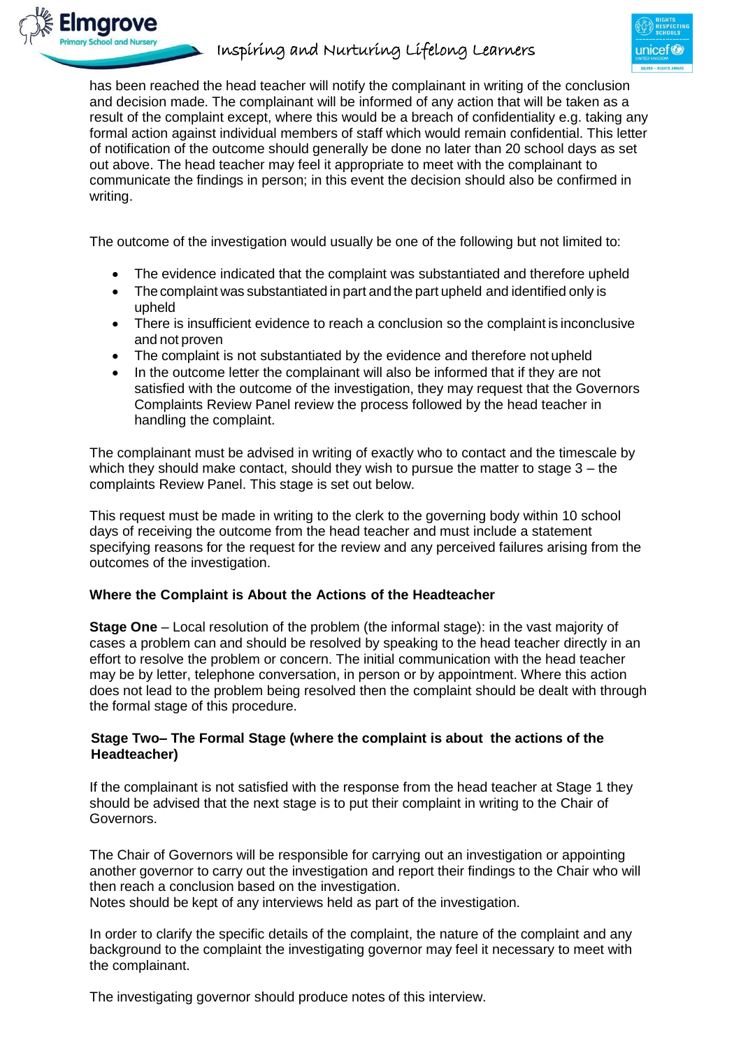has been reached the head teacher will notify the complainant in writing of the conclusion and decision made. The complainant will be informed of any action that will be taken as a result of the complaint except, where this would be a breach of confidentiality e.g. taking any formal action against individual members of staff which would remain confidential. This letter of notification of the outcome should generally be done no later than 20 school days as set out above. The head teacher may feel it appropriate to meet with the complainant to communicate the findings in person; in this event the decision should also be confirmed in writing.

The outcome of the investigation would usually be one of the following but not limited to:

- The evidence indicated that the complaint was substantiated and therefore upheld
- The complaint was substantiated in part and the part upheld and identified only is upheld
- There is insufficient evidence to reach a conclusion so the complaint is inconclusive and not proven
- The complaint is not substantiated by the evidence and therefore not upheld
- In the outcome letter the complainant will also be informed that if they are not satisfied with the outcome of the investigation, they may request that the Governors Complaints Review Panel review the process followed by the head teacher in handling the complaint.

The complainant must be advised in writing of exactly who to contact and the timescale by which they should make contact, should they wish to pursue the matter to stage 3 – the complaints Review Panel. This stage is set out below.

This request must be made in writing to the clerk to the governing body within 10 school days of receiving the outcome from the head teacher and must include a statement specifying reasons for the request for the review and any perceived failures arising from the outcomes of the investigation.

**Where the Complaint is About the Actions of the Headteacher**

**Stage One** – Local resolution of the problem (the informal stage): in the vast majority of cases a problem can and should be resolved by speaking to the head teacher directly in an effort to resolve the problem or concern. The initial communication with the head teacher may be by letter, telephone conversation, in person or by appointment. Where this action does not lead to the problem being resolved then the complaint should be dealt with through the formal stage of this procedure.

**Stage Two– The Formal Stage (where the complaint is about the actions of the Headteacher)**

If the complainant is not satisfied with the response from the head teacher at Stage 1 they should be advised that the next stage is to put their complaint in writing to the Chair of Governors.

The Chair of Governors will be responsible for carrying out an investigation or appointing another governor to carry out the investigation and report their findings to the Chair who will then reach a conclusion based on the investigation.
Notes should be kept of any interviews held as part of the investigation.

In order to clarify the specific details of the complaint, the nature of the complaint and any background to the complaint the investigating governor may feel it necessary to meet with the complainant.

The investigating governor should produce notes of this interview.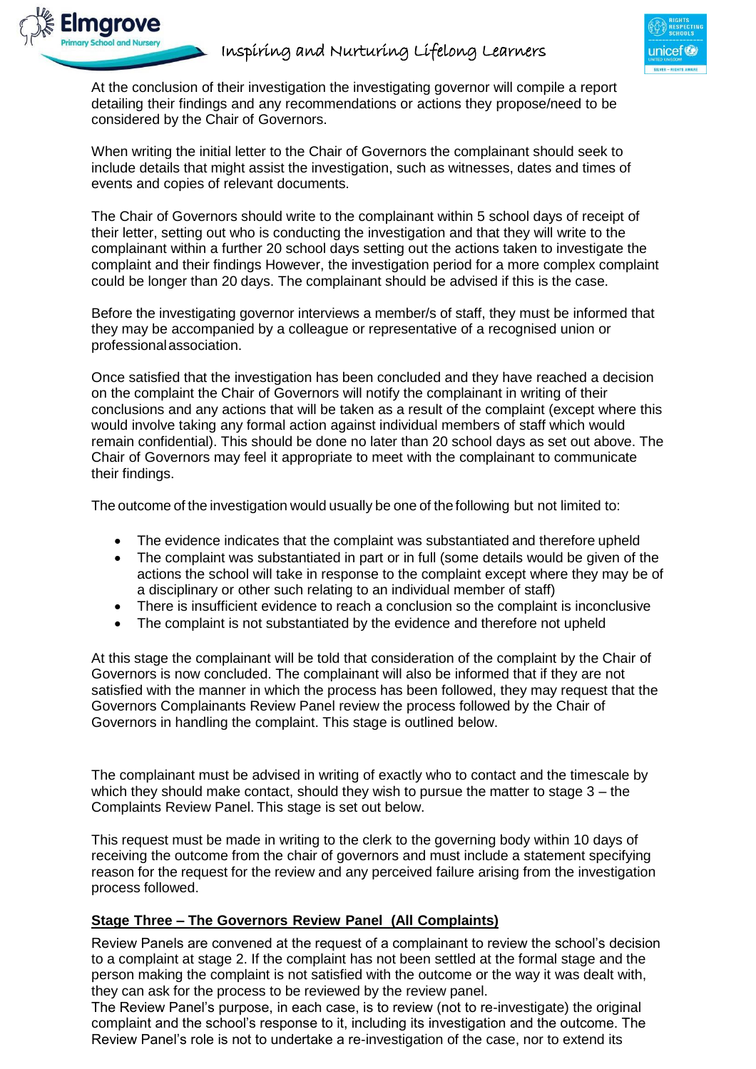At the conclusion of their investigation the investigating governor will compile a report detailing their findings and any recommendations or actions they propose/need to be considered by the Chair of Governors.

When writing the initial letter to the Chair of Governors the complainant should seek to include details that might assist the investigation, such as witnesses, dates and times of events and copies of relevant documents.

The Chair of Governors should write to the complainant within 5 school days of receipt of their letter, setting out who is conducting the investigation and that they will write to the complainant within a further 20 school days setting out the actions taken to investigate the complaint and their findings However, the investigation period for a more complex complaint could be longer than 20 days. The complainant should be advised if this is the case.

Before the investigating governor interviews a member/s of staff, they must be informed that they may be accompanied by a colleague or representative of a recognised union or professional association.

Once satisfied that the investigation has been concluded and they have reached a decision on the complaint the Chair of Governors will notify the complainant in writing of their conclusions and any actions that will be taken as a result of the complaint (except where this would involve taking any formal action against individual members of staff which would remain confidential). This should be done no later than 20 school days as set out above. The Chair of Governors may feel it appropriate to meet with the complainant to communicate their findings.

The outcome of the investigation would usually be one of the following but not limited to:

- The evidence indicates that the complaint was substantiated and therefore upheld
- The complaint was substantiated in part or in full (some details would be given of the actions the school will take in response to the complaint except where they may be of a disciplinary or other such relating to an individual member of staff)
- There is insufficient evidence to reach a conclusion so the complaint is inconclusive
- The complaint is not substantiated by the evidence and therefore not upheld

At this stage the complainant will be told that consideration of the complaint by the Chair of Governors is now concluded. The complainant will also be informed that if they are not satisfied with the manner in which the process has been followed, they may request that the Governors Complainants Review Panel review the process followed by the Chair of Governors in handling the complaint. This stage is outlined below.

The complainant must be advised in writing of exactly who to contact and the timescale by which they should make contact, should they wish to pursue the matter to stage 3 – the Complaints Review Panel. This stage is set out below.

This request must be made in writing to the clerk to the governing body within 10 days of receiving the outcome from the chair of governors and must include a statement specifying reason for the request for the review and any perceived failure arising from the investigation process followed.

### Stage Three – The Governors Review Panel (All Complaints)

Review Panels are convened at the request of a complainant to review the school's decision to a complaint at stage 2. If the complaint has not been settled at the formal stage and the person making the complaint is not satisfied with the outcome or the way it was dealt with, they can ask for the process to be reviewed by the review panel.
The Review Panel's purpose, in each case, is to review (not to re-investigate) the original complaint and the school's response to it, including its investigation and the outcome. The Review Panel's role is not to undertake a re-investigation of the case, nor to extend its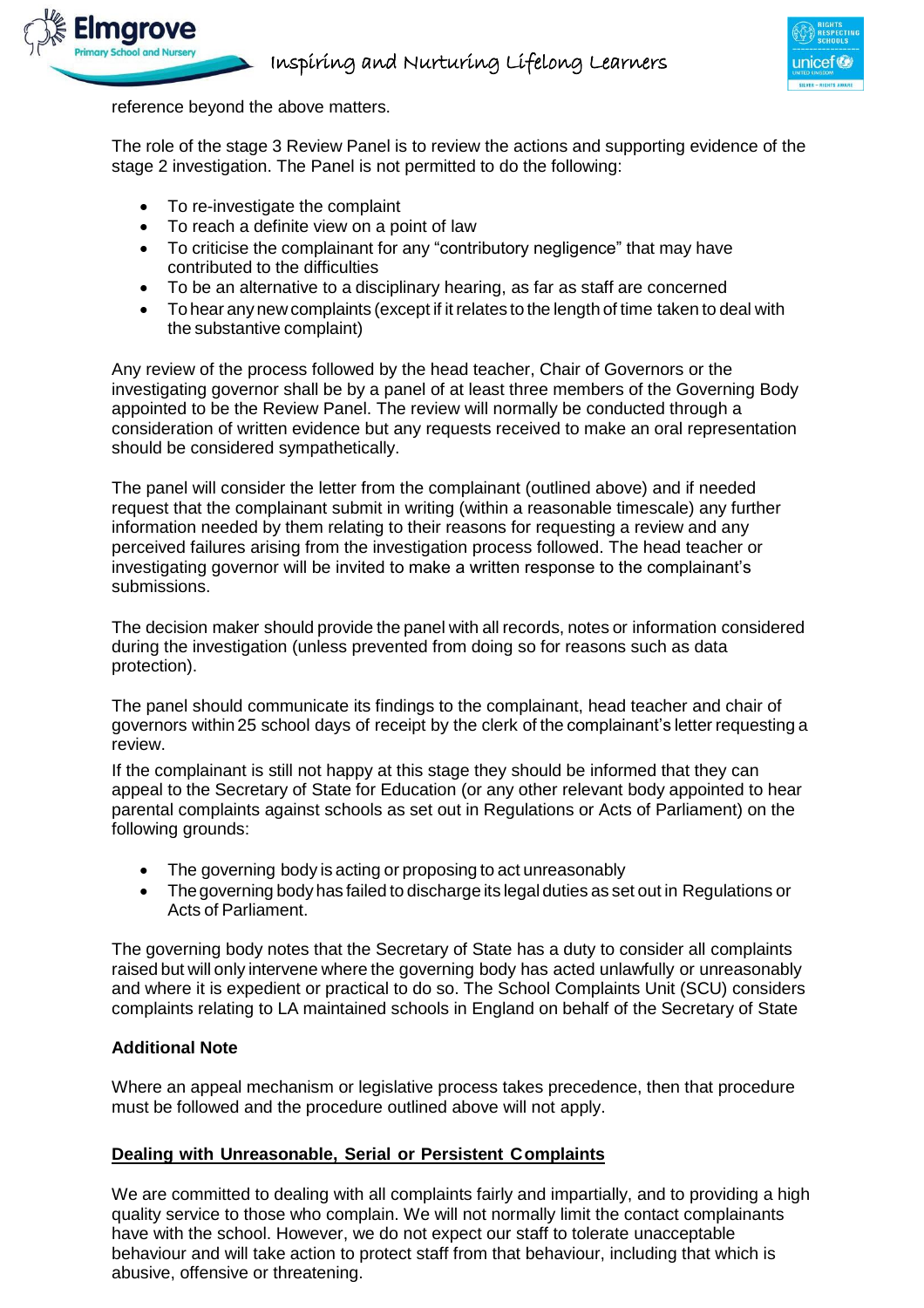reference beyond the above matters.

The role of the stage 3 Review Panel is to review the actions and supporting evidence of the stage 2 investigation. The Panel is not permitted to do the following:

- To re-investigate the complaint
- To reach a definite view on a point of law
- To criticise the complainant for any "contributory negligence" that may have contributed to the difficulties
- To be an alternative to a disciplinary hearing, as far as staff are concerned
- To hear any new complaints (except if it relates to the length of time taken to deal with the substantive complaint)

Any review of the process followed by the head teacher, Chair of Governors or the investigating governor shall be by a panel of at least three members of the Governing Body appointed to be the Review Panel. The review will normally be conducted through a consideration of written evidence but any requests received to make an oral representation should be considered sympathetically.

The panel will consider the letter from the complainant (outlined above) and if needed request that the complainant submit in writing (within a reasonable timescale) any further information needed by them relating to their reasons for requesting a review and any perceived failures arising from the investigation process followed. The head teacher or investigating governor will be invited to make a written response to the complainant's submissions.

The decision maker should provide the panel with all records, notes or information considered during the investigation (unless prevented from doing so for reasons such as data protection).

The panel should communicate its findings to the complainant, head teacher and chair of governors within 25 school days of receipt by the clerk of the complainant's letter requesting a review.

If the complainant is still not happy at this stage they should be informed that they can appeal to the Secretary of State for Education (or any other relevant body appointed to hear parental complaints against schools as set out in Regulations or Acts of Parliament) on the following grounds:

- The governing body is acting or proposing to act unreasonably
- The governing body has failed to discharge its legal duties as set out in Regulations or Acts of Parliament.

The governing body notes that the Secretary of State has a duty to consider all complaints raised but will only intervene where the governing body has acted unlawfully or unreasonably and where it is expedient or practical to do so. The School Complaints Unit (SCU) considers complaints relating to LA maintained schools in England on behalf of the Secretary of State

**Additional Note**

Where an appeal mechanism or legislative process takes precedence, then that procedure must be followed and the procedure outlined above will not apply.

## Dealing with Unreasonable, Serial or Persistent Complaints

We are committed to dealing with all complaints fairly and impartially, and to providing a high quality service to those who complain. We will not normally limit the contact complainants have with the school. However, we do not expect our staff to tolerate unacceptable behaviour and will take action to protect staff from that behaviour, including that which is abusive, offensive or threatening.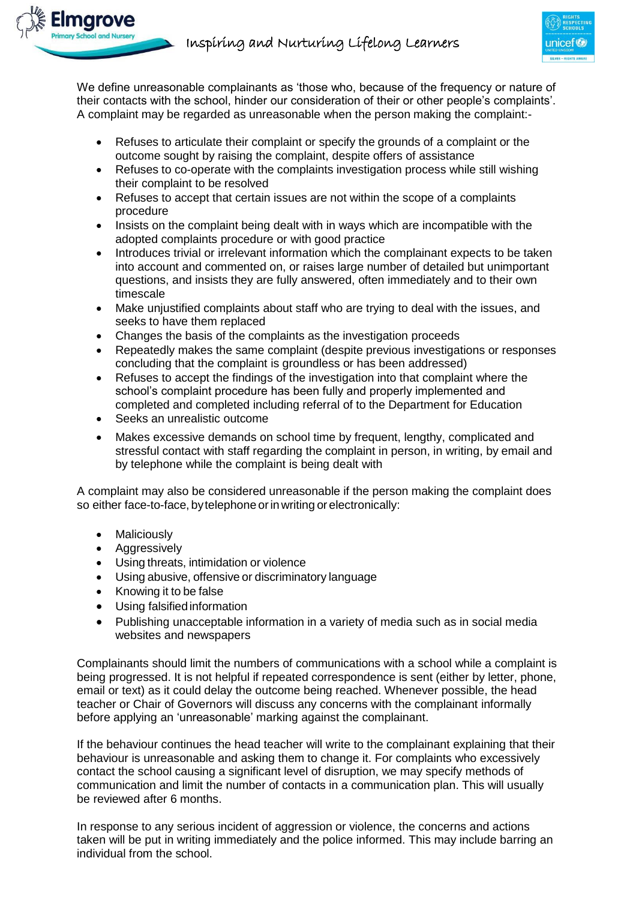We define unreasonable complainants as 'those who, because of the frequency or nature of their contacts with the school, hinder our consideration of their or other people's complaints'. A complaint may be regarded as unreasonable when the person making the complaint:-

- Refuses to articulate their complaint or specify the grounds of a complaint or the outcome sought by raising the complaint, despite offers of assistance
- Refuses to co-operate with the complaints investigation process while still wishing their complaint to be resolved
- Refuses to accept that certain issues are not within the scope of a complaints procedure
- Insists on the complaint being dealt with in ways which are incompatible with the adopted complaints procedure or with good practice
- Introduces trivial or irrelevant information which the complainant expects to be taken into account and commented on, or raises large number of detailed but unimportant questions, and insists they are fully answered, often immediately and to their own timescale
- Make unjustified complaints about staff who are trying to deal with the issues, and seeks to have them replaced
- Changes the basis of the complaints as the investigation proceeds
- Repeatedly makes the same complaint (despite previous investigations or responses concluding that the complaint is groundless or has been addressed)
- Refuses to accept the findings of the investigation into that complaint where the school's complaint procedure has been fully and properly implemented and completed and completed including referral of to the Department for Education
- Seeks an unrealistic outcome
- Makes excessive demands on school time by frequent, lengthy, complicated and stressful contact with staff regarding the complaint in person, in writing, by email and by telephone while the complaint is being dealt with

A complaint may also be considered unreasonable if the person making the complaint does so either face-to-face, by telephone or in writing or electronically:

- Maliciously
- Aggressively
- Using threats, intimidation or violence
- Using abusive, offensive or discriminatory language
- Knowing it to be false
- Using falsified information
- Publishing unacceptable information in a variety of media such as in social media websites and newspapers

Complainants should limit the numbers of communications with a school while a complaint is being progressed. It is not helpful if repeated correspondence is sent (either by letter, phone, email or text) as it could delay the outcome being reached. Whenever possible, the head teacher or Chair of Governors will discuss any concerns with the complainant informally before applying an 'unreasonable' marking against the complainant.

If the behaviour continues the head teacher will write to the complainant explaining that their behaviour is unreasonable and asking them to change it. For complaints who excessively contact the school causing a significant level of disruption, we may specify methods of communication and limit the number of contacts in a communication plan. This will usually be reviewed after 6 months.

In response to any serious incident of aggression or violence, the concerns and actions taken will be put in writing immediately and the police informed. This may include barring an individual from the school.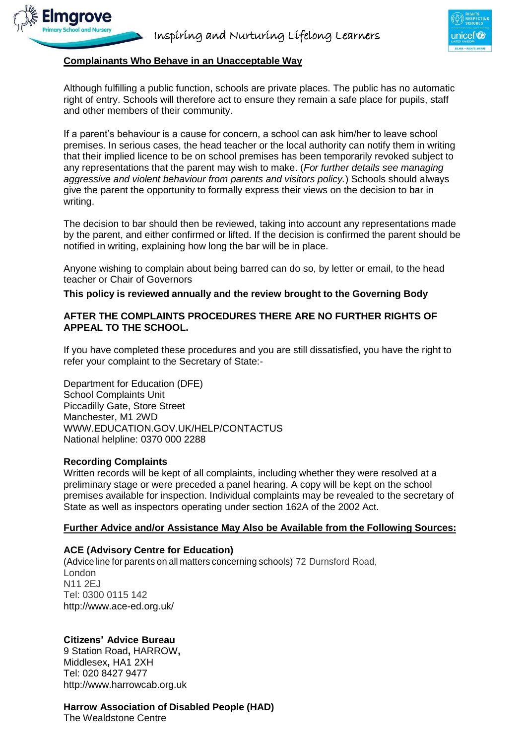## Complainants Who Behave in an Unacceptable Way

Although fulfilling a public function, schools are private places. The public has no automatic right of entry. Schools will therefore act to ensure they remain a safe place for pupils, staff and other members of their community.

If a parent's behaviour is a cause for concern, a school can ask him/her to leave school premises. In serious cases, the head teacher or the local authority can notify them in writing that their implied licence to be on school premises has been temporarily revoked subject to any representations that the parent may wish to make. (*For further details see managing aggressive and violent behaviour from parents and visitors policy.*) Schools should always give the parent the opportunity to formally express their views on the decision to bar in writing.

The decision to bar should then be reviewed, taking into account any representations made by the parent, and either confirmed or lifted. If the decision is confirmed the parent should be notified in writing, explaining how long the bar will be in place.

Anyone wishing to complain about being barred can do so, by letter or email, to the head teacher or Chair of Governors

**This policy is reviewed annually and the review brought to the Governing Body**

**AFTER THE COMPLAINTS PROCEDURES THERE ARE NO FURTHER RIGHTS OF APPEAL TO THE SCHOOL.**

If you have completed these procedures and you are still dissatisfied, you have the right to refer your complaint to the Secretary of State:-

Department for Education (DFE)
School Complaints Unit
Piccadilly Gate, Store Street
Manchester, M1 2WD
WWW.EDUCATION.GOV.UK/HELP/CONTACTUS
National helpline: 0370 000 2288

### Recording Complaints

Written records will be kept of all complaints, including whether they were resolved at a preliminary stage or were preceded a panel hearing. A copy will be kept on the school premises available for inspection. Individual complaints may be revealed to the secretary of State as well as inspectors operating under section 162A of the 2002 Act.

## Further Advice and/or Assistance May Also be Available from the Following Sources:

**ACE (Advisory Centre for Education)**
(Advice line for parents on all matters concerning schools) 72 Durnsford Road,
London
N11 2EJ
Tel: 0300 0115 142
http://www.ace-ed.org.uk/

**Citizens' Advice Bureau**
9 Station Road, HARROW,
Middlesex, HA1 2XH
Tel: 020 8427 9477
http://www.harrowcab.org.uk

**Harrow Association of Disabled People (HAD)**
The Wealdstone Centre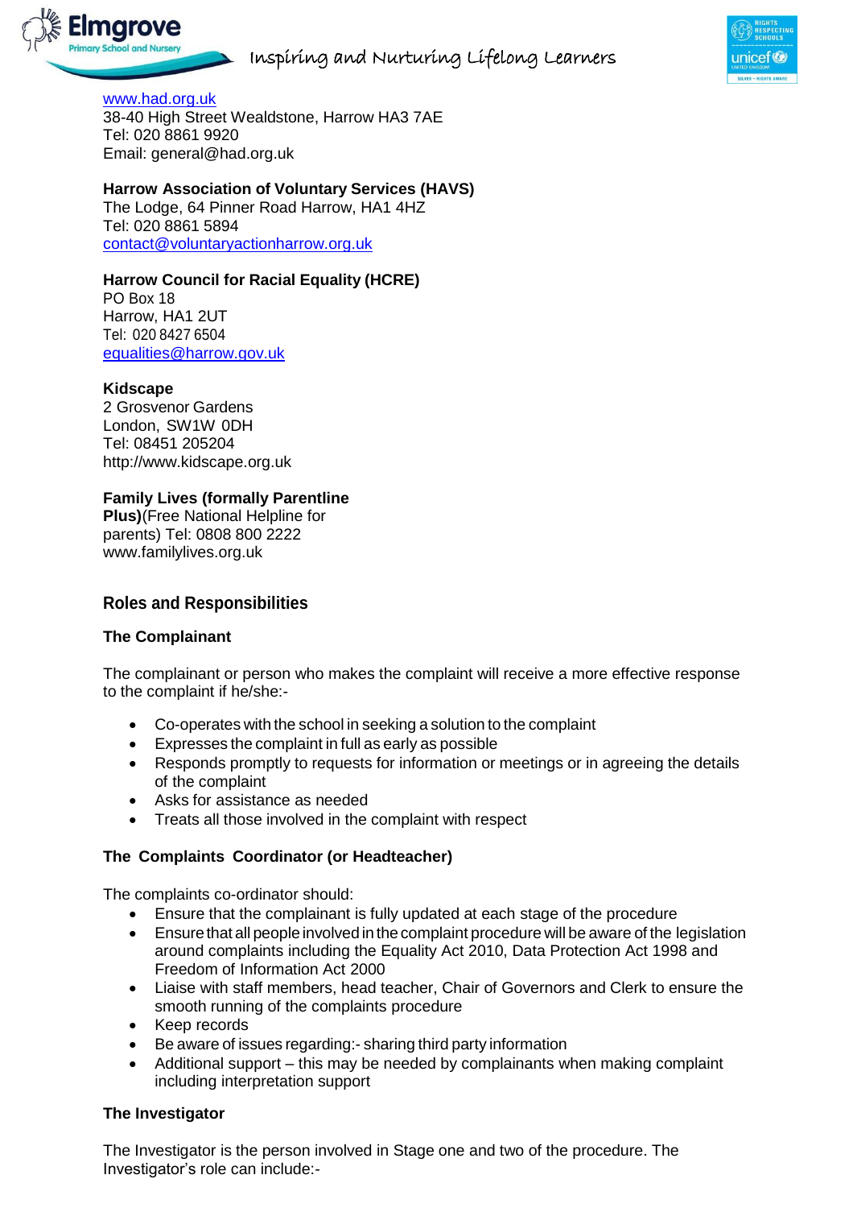www.had.org.uk
38-40 High Street Wealdstone, Harrow HA3 7AE
Tel: 020 8861 9920
Email: general@had.org.uk

**Harrow Association of Voluntary Services (HAVS)**
The Lodge, 64 Pinner Road Harrow, HA1 4HZ
Tel: 020 8861 5894
contact@voluntaryactionharrow.org.uk

**Harrow Council for Racial Equality (HCRE)**
PO Box 18
Harrow, HA1 2UT
Tel: 020 8427 6504
equalities@harrow.gov.uk

**Kidscape**
2 Grosvenor Gardens
London, SW1W 0DH
Tel: 08451 205204
http://www.kidscape.org.uk

**Family Lives (formally Parentline Plus)**(Free National Helpline for parents) Tel: 0808 800 2222
www.familylives.org.uk

## Roles and Responsibilities

### The Complainant

The complainant or person who makes the complaint will receive a more effective response to the complaint if he/she:-

- Co-operates with the school in seeking a solution to the complaint
- Expresses the complaint in full as early as possible
- Responds promptly to requests for information or meetings or in agreeing the details of the complaint
- Asks for assistance as needed
- Treats all those involved in the complaint with respect

### The Complaints Coordinator (or Headteacher)

The complaints co-ordinator should:

- Ensure that the complainant is fully updated at each stage of the procedure
- Ensure that all people involved in the complaint procedure will be aware of the legislation around complaints including the Equality Act 2010, Data Protection Act 1998 and Freedom of Information Act 2000
- Liaise with staff members, head teacher, Chair of Governors and Clerk to ensure the smooth running of the complaints procedure
- Keep records
- Be aware of issues regarding:- sharing third party information
- Additional support – this may be needed by complainants when making complaint including interpretation support

### The Investigator

The Investigator is the person involved in Stage one and two of the procedure. The Investigator's role can include:-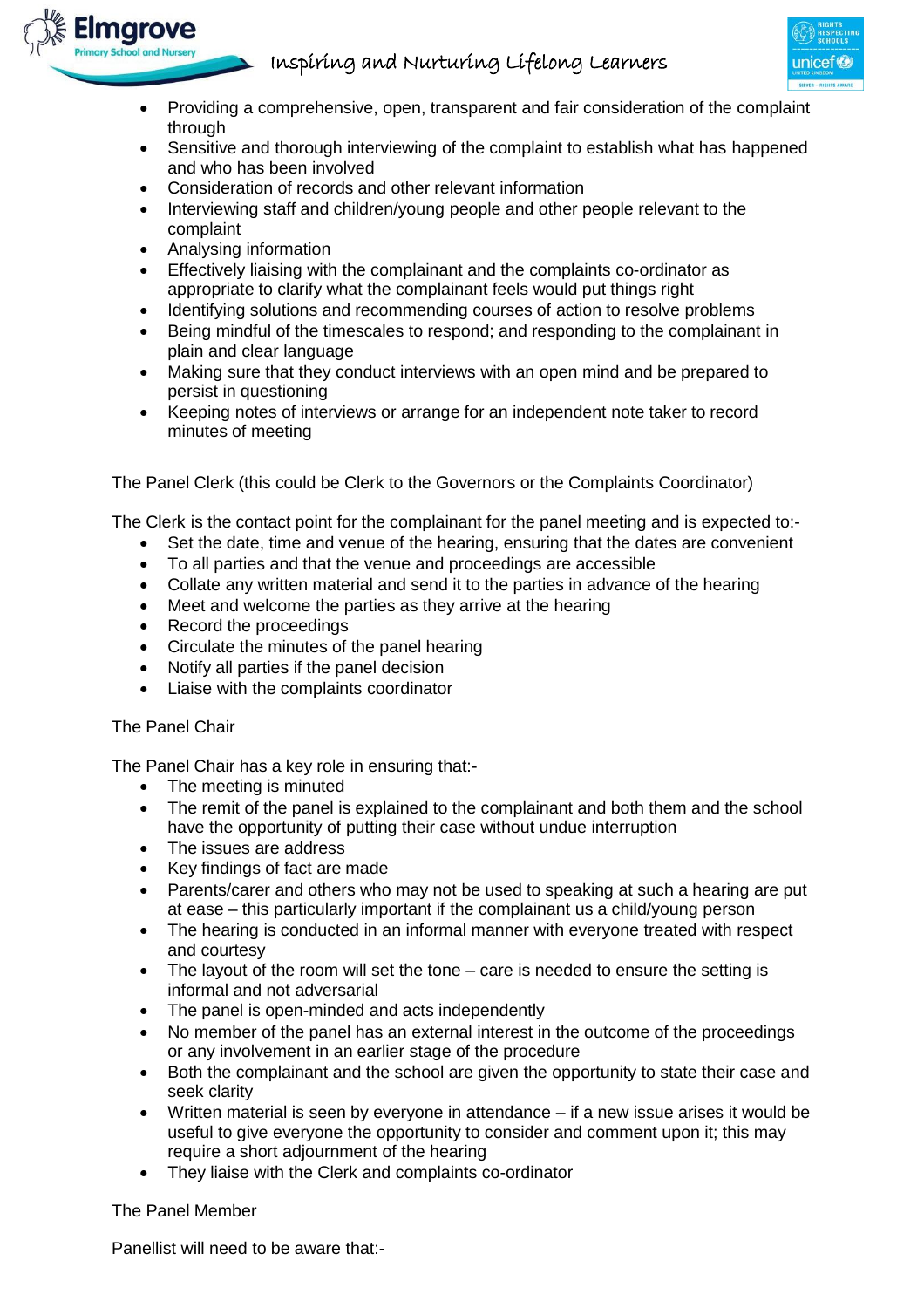- Providing a comprehensive, open, transparent and fair consideration of the complaint through
- Sensitive and thorough interviewing of the complaint to establish what has happened and who has been involved
- Consideration of records and other relevant information
- Interviewing staff and children/young people and other people relevant to the complaint
- Analysing information
- Effectively liaising with the complainant and the complaints co-ordinator as appropriate to clarify what the complainant feels would put things right
- Identifying solutions and recommending courses of action to resolve problems
- Being mindful of the timescales to respond; and responding to the complainant in plain and clear language
- Making sure that they conduct interviews with an open mind and be prepared to persist in questioning
- Keeping notes of interviews or arrange for an independent note taker to record minutes of meeting

The Panel Clerk (this could be Clerk to the Governors or the Complaints Coordinator)

The Clerk is the contact point for the complainant for the panel meeting and is expected to:-

- Set the date, time and venue of the hearing, ensuring that the dates are convenient
- To all parties and that the venue and proceedings are accessible
- Collate any written material and send it to the parties in advance of the hearing
- Meet and welcome the parties as they arrive at the hearing
- Record the proceedings
- Circulate the minutes of the panel hearing
- Notify all parties if the panel decision
- Liaise with the complaints coordinator

The Panel Chair

The Panel Chair has a key role in ensuring that:-

- The meeting is minuted
- The remit of the panel is explained to the complainant and both them and the school have the opportunity of putting their case without undue interruption
- The issues are address
- Key findings of fact are made
- Parents/carer and others who may not be used to speaking at such a hearing are put at ease – this particularly important if the complainant us a child/young person
- The hearing is conducted in an informal manner with everyone treated with respect and courtesy
- The layout of the room will set the tone – care is needed to ensure the setting is informal and not adversarial
- The panel is open-minded and acts independently
- No member of the panel has an external interest in the outcome of the proceedings or any involvement in an earlier stage of the procedure
- Both the complainant and the school are given the opportunity to state their case and seek clarity
- Written material is seen by everyone in attendance – if a new issue arises it would be useful to give everyone the opportunity to consider and comment upon it; this may require a short adjournment of the hearing
- They liaise with the Clerk and complaints co-ordinator

The Panel Member

Panellist will need to be aware that:-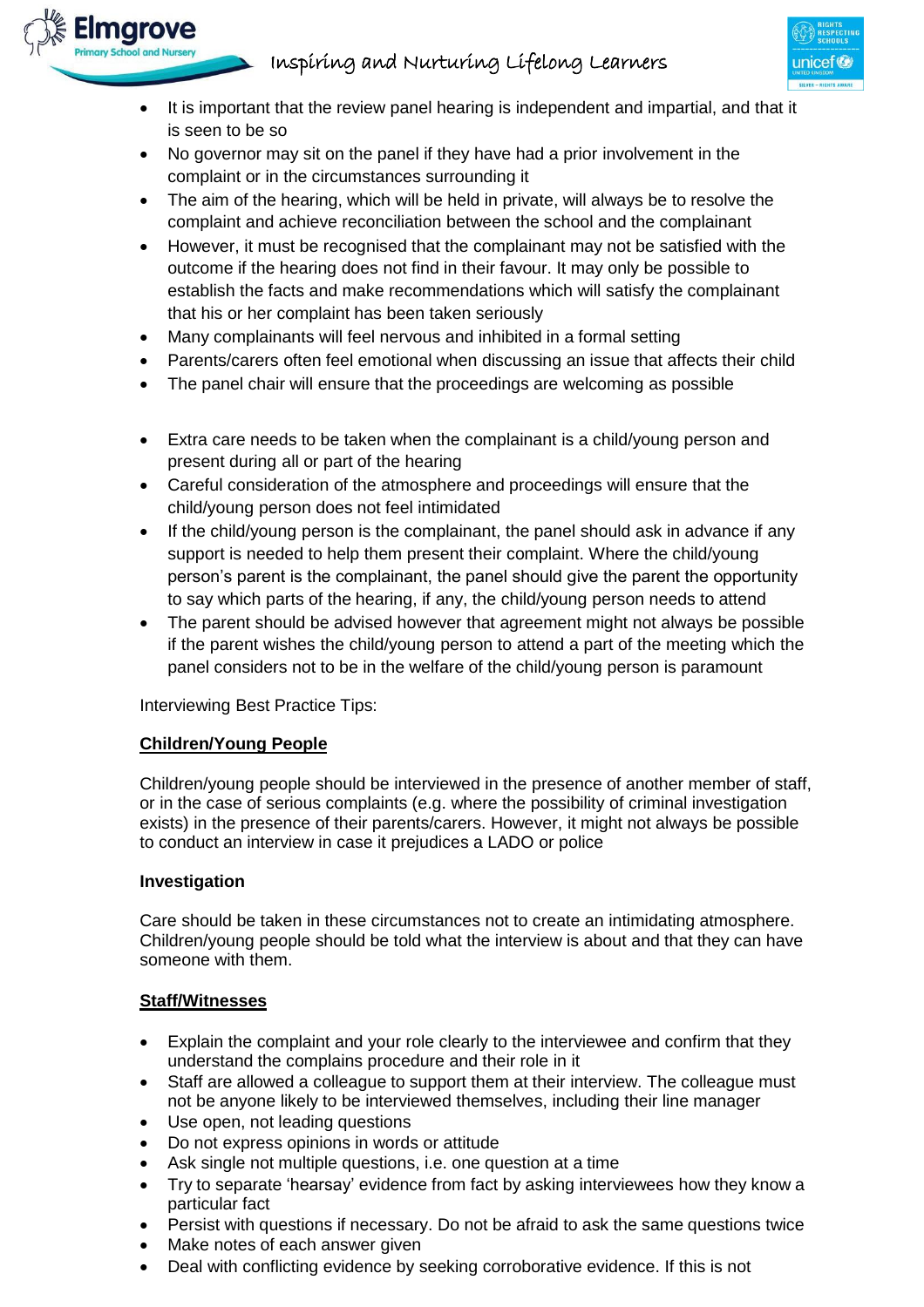- It is important that the review panel hearing is independent and impartial, and that it is seen to be so
- No governor may sit on the panel if they have had a prior involvement in the complaint or in the circumstances surrounding it
- The aim of the hearing, which will be held in private, will always be to resolve the complaint and achieve reconciliation between the school and the complainant
- However, it must be recognised that the complainant may not be satisfied with the outcome if the hearing does not find in their favour. It may only be possible to establish the facts and make recommendations which will satisfy the complainant that his or her complaint has been taken seriously
- Many complainants will feel nervous and inhibited in a formal setting
- Parents/carers often feel emotional when discussing an issue that affects their child
- The panel chair will ensure that the proceedings are welcoming as possible

- Extra care needs to be taken when the complainant is a child/young person and present during all or part of the hearing
- Careful consideration of the atmosphere and proceedings will ensure that the child/young person does not feel intimidated
- If the child/young person is the complainant, the panel should ask in advance if any support is needed to help them present their complaint. Where the child/young person's parent is the complainant, the panel should give the parent the opportunity to say which parts of the hearing, if any, the child/young person needs to attend
- The parent should be advised however that agreement might not always be possible if the parent wishes the child/young person to attend a part of the meeting which the panel considers not to be in the welfare of the child/young person is paramount

Interviewing Best Practice Tips:

**Children/Young People**

Children/young people should be interviewed in the presence of another member of staff, or in the case of serious complaints (e.g. where the possibility of criminal investigation exists) in the presence of their parents/carers. However, it might not always be possible to conduct an interview in case it prejudices a LADO or police

**Investigation**

Care should be taken in these circumstances not to create an intimidating atmosphere. Children/young people should be told what the interview is about and that they can have someone with them.

**Staff/Witnesses**

- Explain the complaint and your role clearly to the interviewee and confirm that they understand the complains procedure and their role in it
- Staff are allowed a colleague to support them at their interview. The colleague must not be anyone likely to be interviewed themselves, including their line manager
- Use open, not leading questions
- Do not express opinions in words or attitude
- Ask single not multiple questions, i.e. one question at a time
- Try to separate 'hearsay' evidence from fact by asking interviewees how they know a particular fact
- Persist with questions if necessary. Do not be afraid to ask the same questions twice
- Make notes of each answer given
- Deal with conflicting evidence by seeking corroborative evidence. If this is not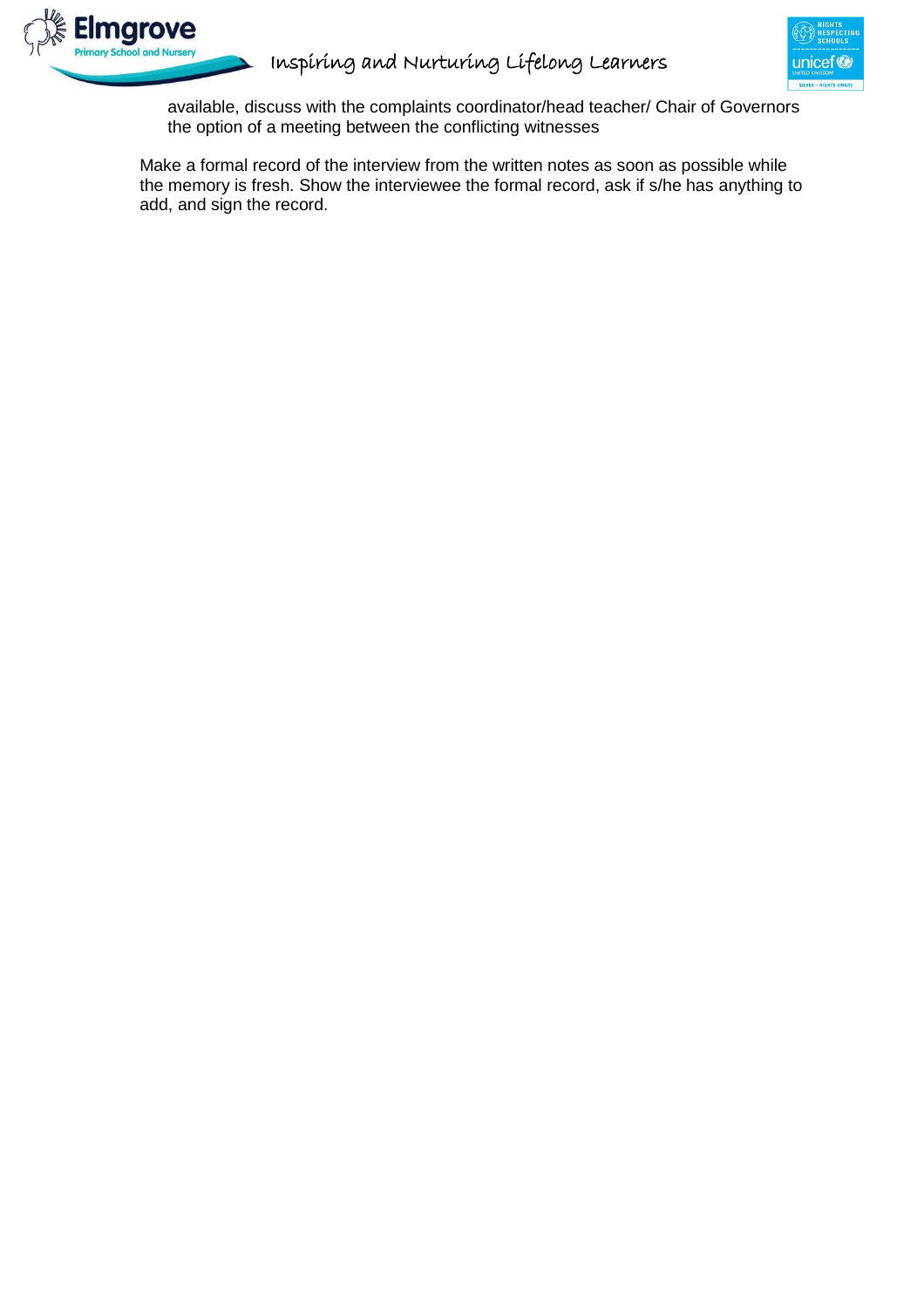available, discuss with the complaints coordinator/head teacher/ Chair of Governors the option of a meeting between the conflicting witnesses

Make a formal record of the interview from the written notes as soon as possible while the memory is fresh. Show the interviewee the formal record, ask if s/he has anything to add, and sign the record.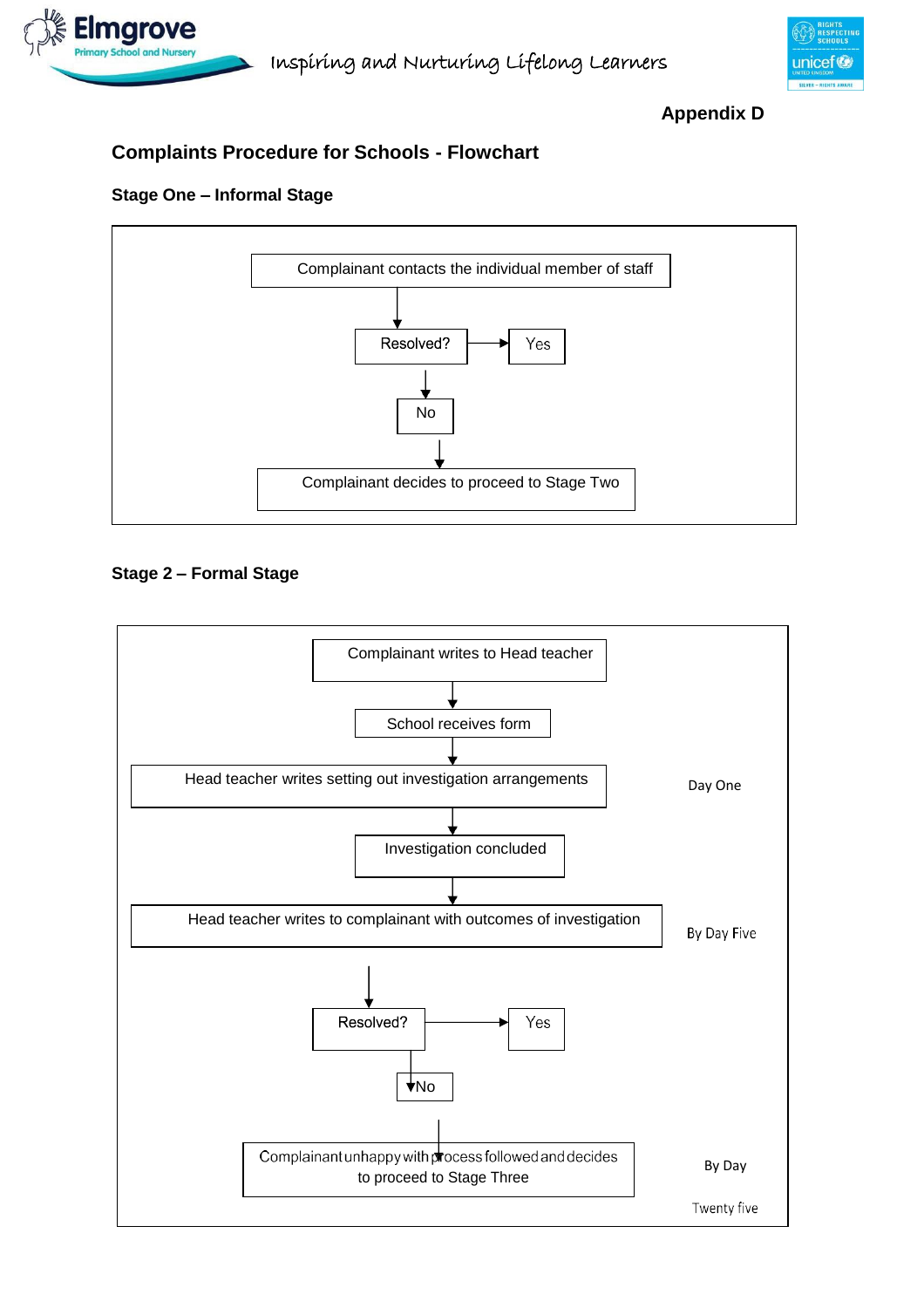**Appendix D**

## Complaints Procedure for Schools - Flowchart

### Stage One – Informal Stage

Complainant contacts the individual member of staff

↓

Resolved? → Yes

↓

No

↓

Complainant decides to proceed to Stage Two

### Stage 2 – Formal Stage

Complainant writes to Head teacher

↓

School receives form

↓

Head teacher writes setting out investigation arrangements — Day One

↓

Investigation concluded

↓

Head teacher writes to complainant with outcomes of investigation — By Day Five

↓

Resolved? → Yes

↓

No

↓

Complainant unhappy with process followed and decides to proceed to Stage Three — By Day Twenty five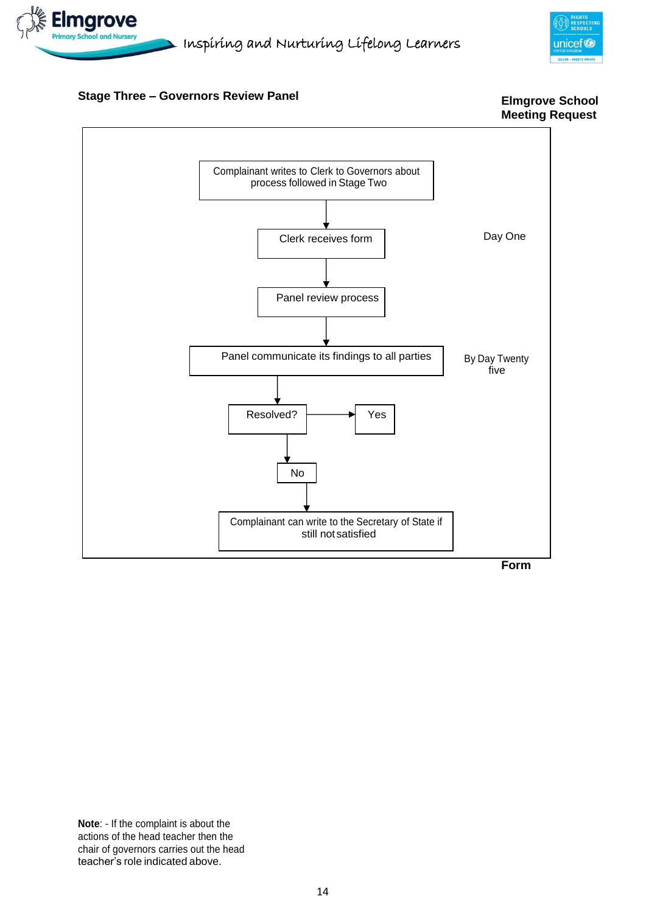### Stage Three – Governors Review Panel

**Elmgrove School Meeting Request**

Complainant writes to Clerk to Governors about process followed in Stage Two

↓

Clerk receives form — Day One

↓

Panel review process

↓

Panel communicate its findings to all parties — By Day Twenty five

↓

Resolved? → Yes

↓

No

↓

Complainant can write to the Secretary of State if still not satisfied

**Form**

**Note**: - If the complaint is about the actions of the head teacher then the chair of governors carries out the head teacher's role indicated above.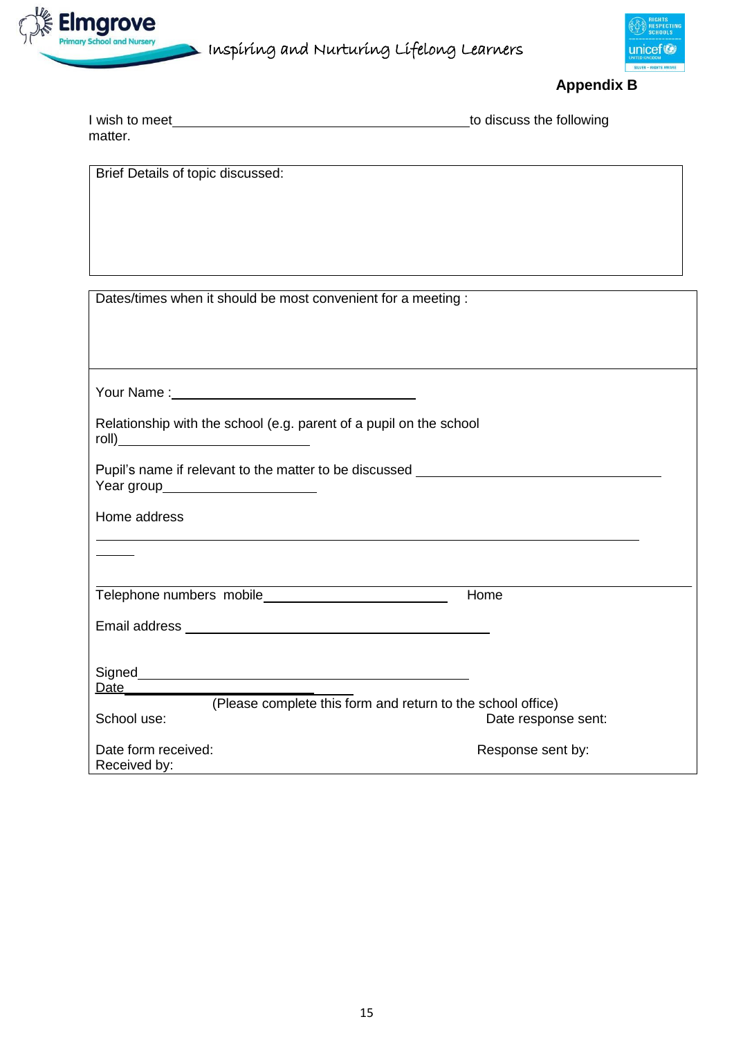**Appendix B**

I wish to meet\_\_\_\_\_\_\_\_\_\_\_\_\_\_\_\_\_\_\_\_\_\_\_\_\_\_\_\_\_\_\_\_\_\_\_\_\_\_\_\_to discuss the following matter.

| Brief Details of topic discussed: |
|---|
| |

| Dates/times when it should be most convenient for a meeting : |
|---|
| |

Your Name :\_\_\_\_\_\_\_\_\_\_\_\_\_\_\_\_\_\_\_\_\_\_\_\_\_\_\_\_\_\_\_\_

Relationship with the school (e.g. parent of a pupil on the school roll)\_\_\_\_\_\_\_\_\_\_\_\_\_\_\_\_\_\_\_\_\_\_\_\_\_

Pupil's name if relevant to the matter to be discussed \_\_\_\_\_\_\_\_\_\_\_\_\_\_\_\_\_\_\_\_\_\_\_\_\_\_\_\_\_\_\_\_
Year group\_\_\_\_\_\_\_\_\_\_\_\_\_\_\_\_\_\_\_\_

Home address

\_\_\_\_\_\_\_\_\_\_\_\_\_\_\_\_\_\_\_\_\_\_\_\_\_\_\_\_\_\_\_\_\_\_\_\_\_\_\_\_\_\_\_\_\_\_\_\_\_\_\_\_\_\_\_\_\_\_\_\_\_\_\_\_\_\_\_\_

\_\_\_\_\_

Telephone numbers mobile\_\_\_\_\_\_\_\_\_\_\_\_\_\_\_\_\_\_\_\_\_\_\_\_ Home

Email address \_\_\_\_\_\_\_\_\_\_\_\_\_\_\_\_\_\_\_\_\_\_\_\_\_\_\_\_\_\_\_\_\_\_\_\_\_\_\_\_

Signed\_\_\_\_\_\_\_\_\_\_\_\_\_\_\_\_\_\_\_\_\_\_\_\_\_\_\_\_\_\_\_\_\_\_\_\_\_\_\_\_\_\_\_
Date\_\_\_\_\_\_\_\_\_\_\_\_\_\_\_\_\_\_\_\_\_\_\_\_\_\_\_\_\_\_\_\_

(Please complete this form and return to the school office)

School use: Date response sent:

Date form received: Response sent by:
Received by: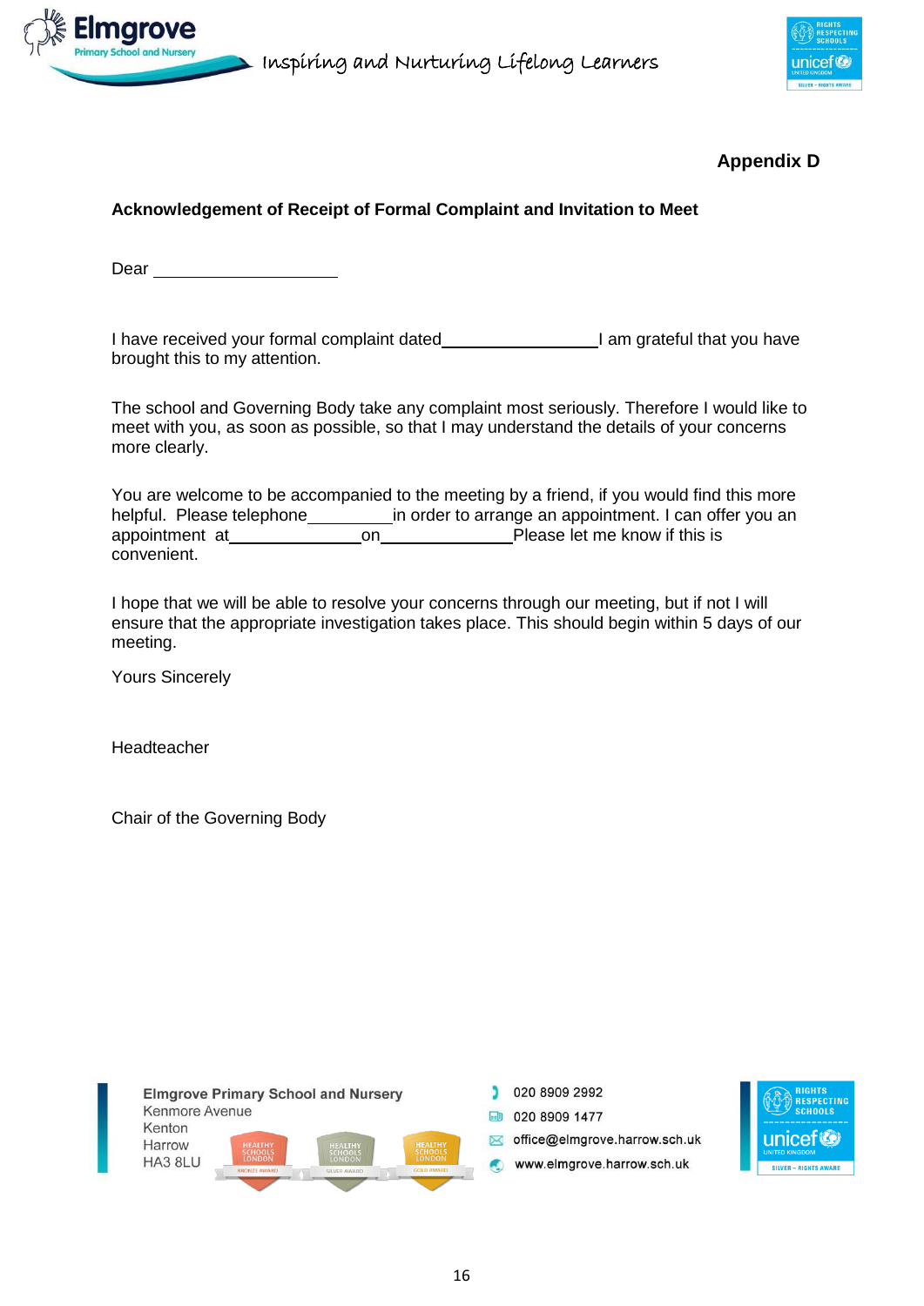**Appendix D**

**Acknowledgement of Receipt of Formal Complaint and Invitation to Meet**

Dear ____________________

I have received your formal complaint dated_________________ I am grateful that you have brought this to my attention.

The school and Governing Body take any complaint most seriously. Therefore I would like to meet with you, as soon as possible, so that I may understand the details of your concerns more clearly.

You are welcome to be accompanied to the meeting by a friend, if you would find this more helpful. Please telephone_________in order to arrange an appointment. I can offer you an appointment at______________on______________Please let me know if this is convenient.

I hope that we will be able to resolve your concerns through our meeting, but if not I will ensure that the appropriate investigation takes place. This should begin within 5 days of our meeting.

Yours Sincerely

Headteacher

Chair of the Governing Body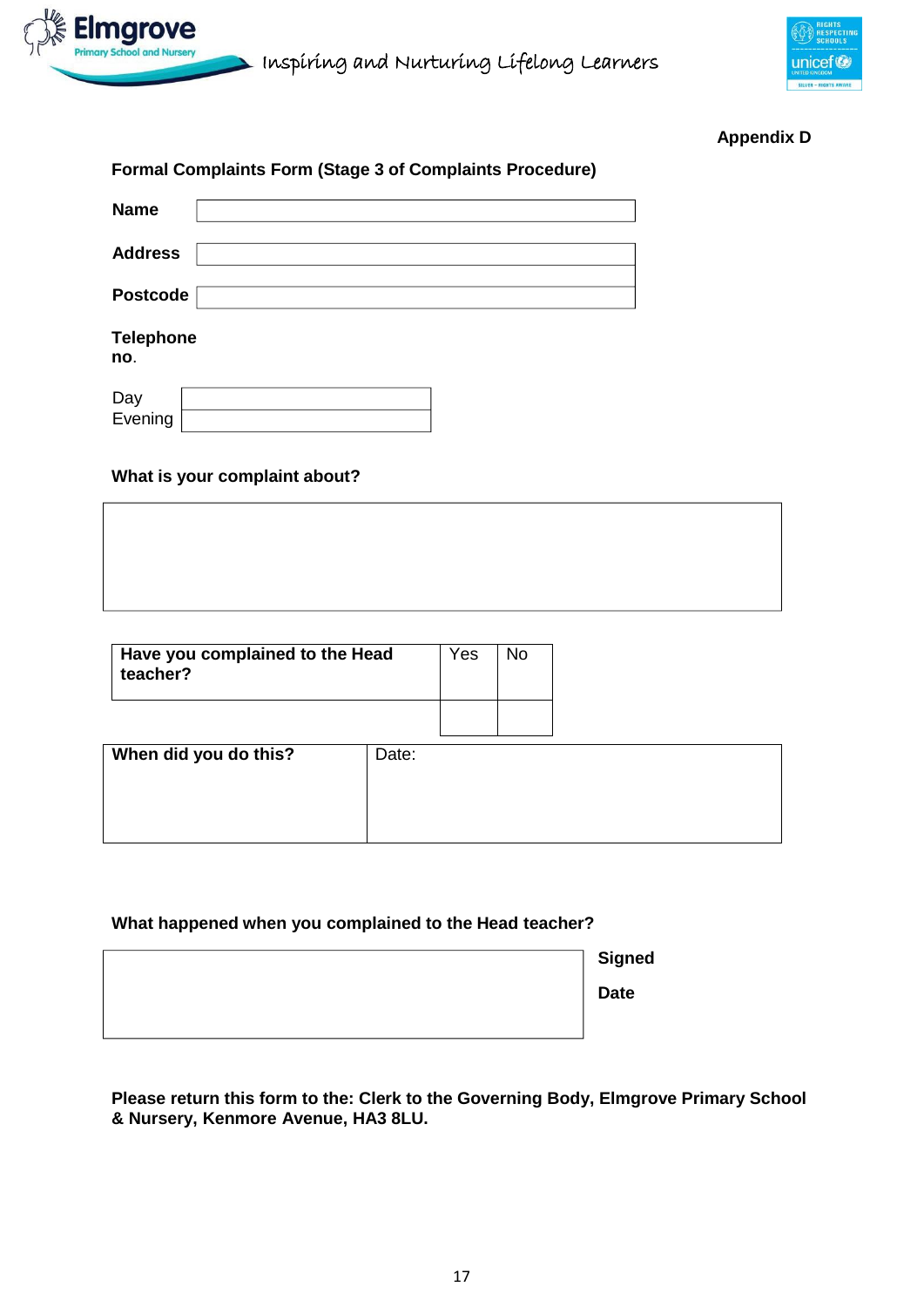**Appendix D**

**Formal Complaints Form (Stage 3 of Complaints Procedure)**

| | |
|---|---|
| **Name** | |
| **Address** | |
| | |
| **Postcode** | |

**Telephone no.**

| | |
|---|---|
| Day | |
| Evening | |

**What is your complaint about?**

| |
|---|
| |

| **Have you complained to the Head teacher?** | Yes | No |
|---|---|---|
| | | |

| **When did you do this?** | Date: |
|---|---|

**What happened when you complained to the Head teacher?**

| | |
|---|---|
| | **Signed** |
| | **Date** |

**Please return this form to the: Clerk to the Governing Body, Elmgrove Primary School & Nursery, Kenmore Avenue, HA3 8LU.**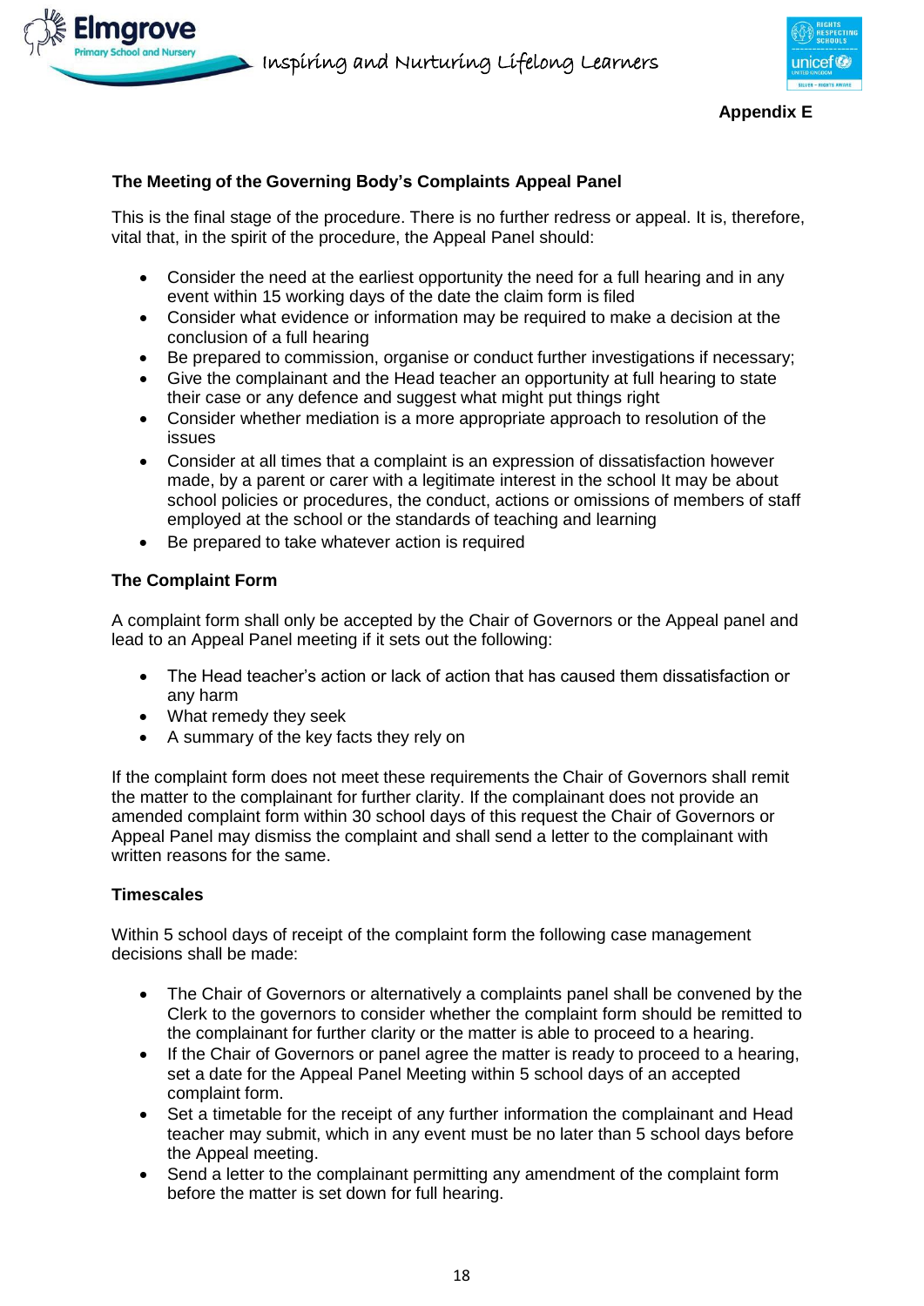**Appendix E**

### The Meeting of the Governing Body's Complaints Appeal Panel

This is the final stage of the procedure. There is no further redress or appeal. It is, therefore, vital that, in the spirit of the procedure, the Appeal Panel should:

- Consider the need at the earliest opportunity the need for a full hearing and in any event within 15 working days of the date the claim form is filed
- Consider what evidence or information may be required to make a decision at the conclusion of a full hearing
- Be prepared to commission, organise or conduct further investigations if necessary;
- Give the complainant and the Head teacher an opportunity at full hearing to state their case or any defence and suggest what might put things right
- Consider whether mediation is a more appropriate approach to resolution of the issues
- Consider at all times that a complaint is an expression of dissatisfaction however made, by a parent or carer with a legitimate interest in the school It may be about school policies or procedures, the conduct, actions or omissions of members of staff employed at the school or the standards of teaching and learning
- Be prepared to take whatever action is required

### The Complaint Form

A complaint form shall only be accepted by the Chair of Governors or the Appeal panel and lead to an Appeal Panel meeting if it sets out the following:

- The Head teacher's action or lack of action that has caused them dissatisfaction or any harm
- What remedy they seek
- A summary of the key facts they rely on

If the complaint form does not meet these requirements the Chair of Governors shall remit the matter to the complainant for further clarity. If the complainant does not provide an amended complaint form within 30 school days of this request the Chair of Governors or Appeal Panel may dismiss the complaint and shall send a letter to the complainant with written reasons for the same.

### Timescales

Within 5 school days of receipt of the complaint form the following case management decisions shall be made:

- The Chair of Governors or alternatively a complaints panel shall be convened by the Clerk to the governors to consider whether the complaint form should be remitted to the complainant for further clarity or the matter is able to proceed to a hearing.
- If the Chair of Governors or panel agree the matter is ready to proceed to a hearing, set a date for the Appeal Panel Meeting within 5 school days of an accepted complaint form.
- Set a timetable for the receipt of any further information the complainant and Head teacher may submit, which in any event must be no later than 5 school days before the Appeal meeting.
- Send a letter to the complainant permitting any amendment of the complaint form before the matter is set down for full hearing.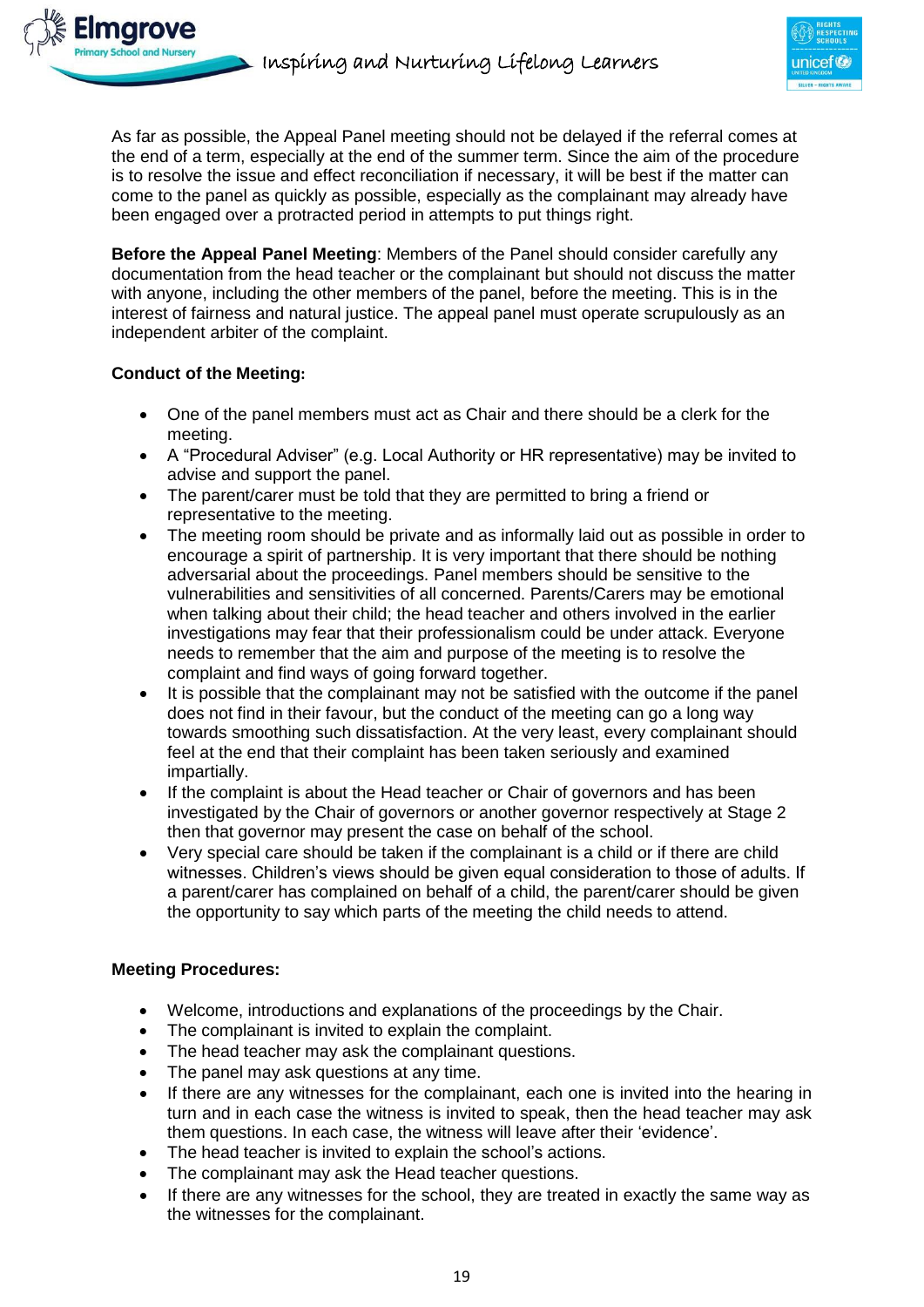As far as possible, the Appeal Panel meeting should not be delayed if the referral comes at the end of a term, especially at the end of the summer term. Since the aim of the procedure is to resolve the issue and effect reconciliation if necessary, it will be best if the matter can come to the panel as quickly as possible, especially as the complainant may already have been engaged over a protracted period in attempts to put things right.

**Before the Appeal Panel Meeting**: Members of the Panel should consider carefully any documentation from the head teacher or the complainant but should not discuss the matter with anyone, including the other members of the panel, before the meeting. This is in the interest of fairness and natural justice. The appeal panel must operate scrupulously as an independent arbiter of the complaint.

**Conduct of the Meeting:**

- One of the panel members must act as Chair and there should be a clerk for the meeting.
- A "Procedural Adviser" (e.g. Local Authority or HR representative) may be invited to advise and support the panel.
- The parent/carer must be told that they are permitted to bring a friend or representative to the meeting.
- The meeting room should be private and as informally laid out as possible in order to encourage a spirit of partnership. It is very important that there should be nothing adversarial about the proceedings. Panel members should be sensitive to the vulnerabilities and sensitivities of all concerned. Parents/Carers may be emotional when talking about their child; the head teacher and others involved in the earlier investigations may fear that their professionalism could be under attack. Everyone needs to remember that the aim and purpose of the meeting is to resolve the complaint and find ways of going forward together.
- It is possible that the complainant may not be satisfied with the outcome if the panel does not find in their favour, but the conduct of the meeting can go a long way towards smoothing such dissatisfaction. At the very least, every complainant should feel at the end that their complaint has been taken seriously and examined impartially.
- If the complaint is about the Head teacher or Chair of governors and has been investigated by the Chair of governors or another governor respectively at Stage 2 then that governor may present the case on behalf of the school.
- Very special care should be taken if the complainant is a child or if there are child witnesses. Children's views should be given equal consideration to those of adults. If a parent/carer has complained on behalf of a child, the parent/carer should be given the opportunity to say which parts of the meeting the child needs to attend.

**Meeting Procedures:**

- Welcome, introductions and explanations of the proceedings by the Chair.
- The complainant is invited to explain the complaint.
- The head teacher may ask the complainant questions.
- The panel may ask questions at any time.
- If there are any witnesses for the complainant, each one is invited into the hearing in turn and in each case the witness is invited to speak, then the head teacher may ask them questions. In each case, the witness will leave after their 'evidence'.
- The head teacher is invited to explain the school's actions.
- The complainant may ask the Head teacher questions.
- If there are any witnesses for the school, they are treated in exactly the same way as the witnesses for the complainant.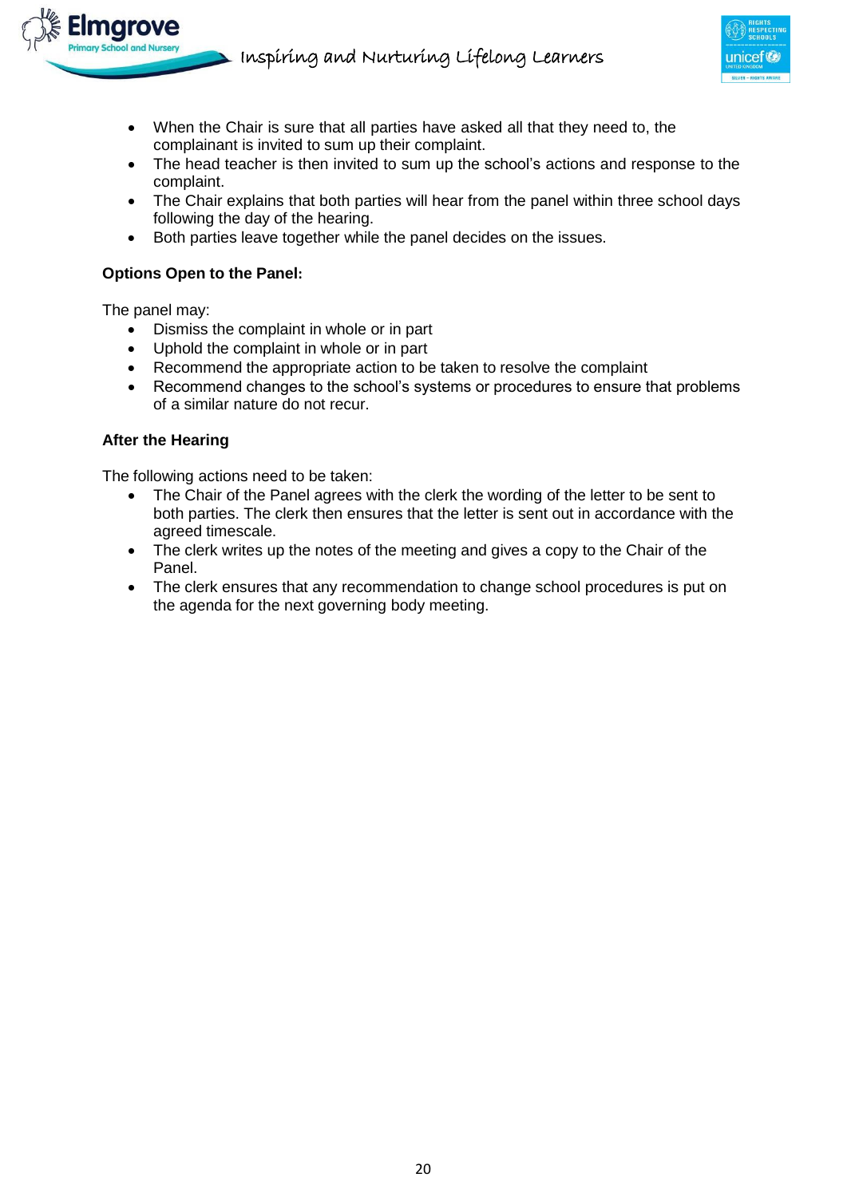- When the Chair is sure that all parties have asked all that they need to, the complainant is invited to sum up their complaint.
- The head teacher is then invited to sum up the school's actions and response to the complaint.
- The Chair explains that both parties will hear from the panel within three school days following the day of the hearing.
- Both parties leave together while the panel decides on the issues.

**Options Open to the Panel:**

The panel may:

- Dismiss the complaint in whole or in part
- Uphold the complaint in whole or in part
- Recommend the appropriate action to be taken to resolve the complaint
- Recommend changes to the school's systems or procedures to ensure that problems of a similar nature do not recur.

**After the Hearing**

The following actions need to be taken:

- The Chair of the Panel agrees with the clerk the wording of the letter to be sent to both parties. The clerk then ensures that the letter is sent out in accordance with the agreed timescale.
- The clerk writes up the notes of the meeting and gives a copy to the Chair of the Panel.
- The clerk ensures that any recommendation to change school procedures is put on the agenda for the next governing body meeting.